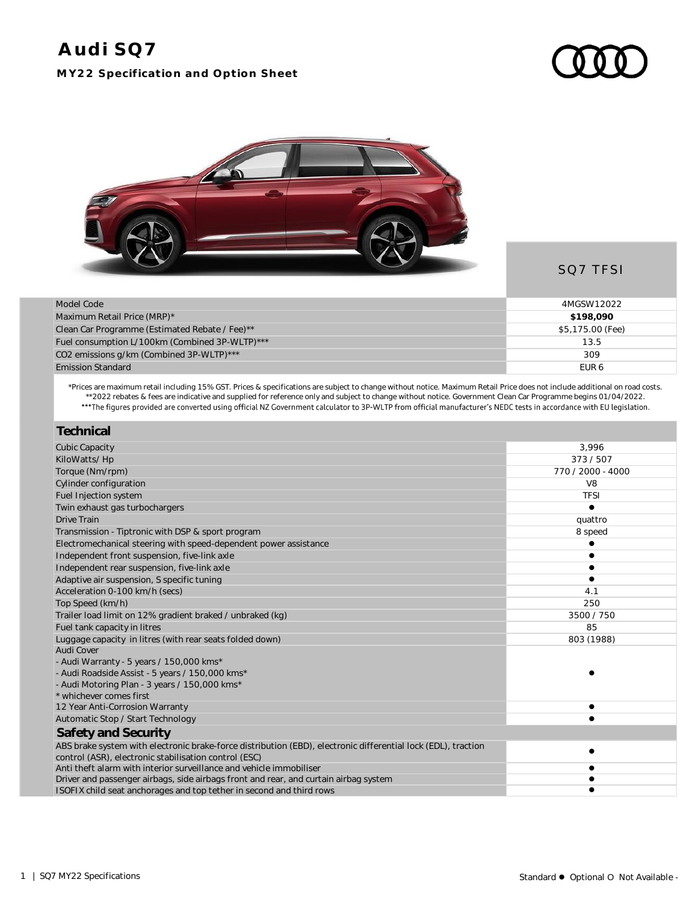# Audi SQ7

## MY22 Specification and Option Sheet

| | SQ7 TFSI |
|---|---|
| Model Code | 4MGSW12022 |
| Maximum Retail Price (MRP)* | **$198,090** |
| Clean Car Programme (Estimated Rebate / Fee)** | $5,175.00 (Fee) |
| Fuel consumption L/100km (Combined 3P-WLTP)*** | 13.5 |
| $CO_2$ emissions g/km (Combined 3P-WLTP)*** | 309 |
| Emission Standard | EUR 6 |

*Prices are maximum retail including 15% GST. Prices & specifications are subject to change without notice. Maximum Retail Price does not include additional on road costs.
**2022 rebates & fees are indicative and supplied for reference only and subject to change without notice. Government Clean Car Programme begins 01/04/2022.
***The figures provided are converted using official NZ Government calculator to 3P-WLTP from official manufacturer's NEDC tests in accordance with EU legislation.

| Technical | |
|---|---|
| Cubic Capacity | 3,996 |
| KiloWatts/ Hp | 373 / 507 |
| Torque (Nm/rpm) | 770 / 2000 - 4000 |
| Cylinder configuration | V8 |
| Fuel Injection system | TFSI |
| Twin exhaust gas turbochargers | ● |
| Drive Train | quattro |
| Transmission - Tiptronic with DSP & sport program | 8 speed |
| Electromechanical steering with speed-dependent power assistance | ● |
| Independent front suspension, five-link axle | ● |
| Independent rear suspension, five-link axle | ● |
| Adaptive air suspension, S specific tuning | ● |
| Acceleration 0-100 km/h (secs) | 4.1 |
| Top Speed (km/h) | 250 |
| Trailer load limit on 12% gradient braked / unbraked (kg) | 3500 / 750 |
| Fuel tank capacity in litres | 85 |
| Luggage capacity in litres (with rear seats folded down) | 803 (1988) |
| Audi Cover<br>- Audi Warranty - 5 years / 150,000 kms*<br>- Audi Roadside Assist - 5 years / 150,000 kms*<br>- Audi Motoring Plan - 3 years / 150,000 kms*<br>* whichever comes first | ● |
| 12 Year Anti-Corrosion Warranty | ● |
| Automatic Stop / Start Technology | ● |
| **Safety and Security** | |
| ABS brake system with electronic brake-force distribution (EBD), electronic differential lock (EDL), traction control (ASR), electronic stabilisation control (ESC) | ● |
| Anti theft alarm with interior surveillance and vehicle immobiliser | ● |
| Driver and passenger airbags, side airbags front and rear, and curtain airbag system | ● |
| ISOFIX child seat anchorages and top tether in second and third rows | ● |

Standard ● Optional O Not Available -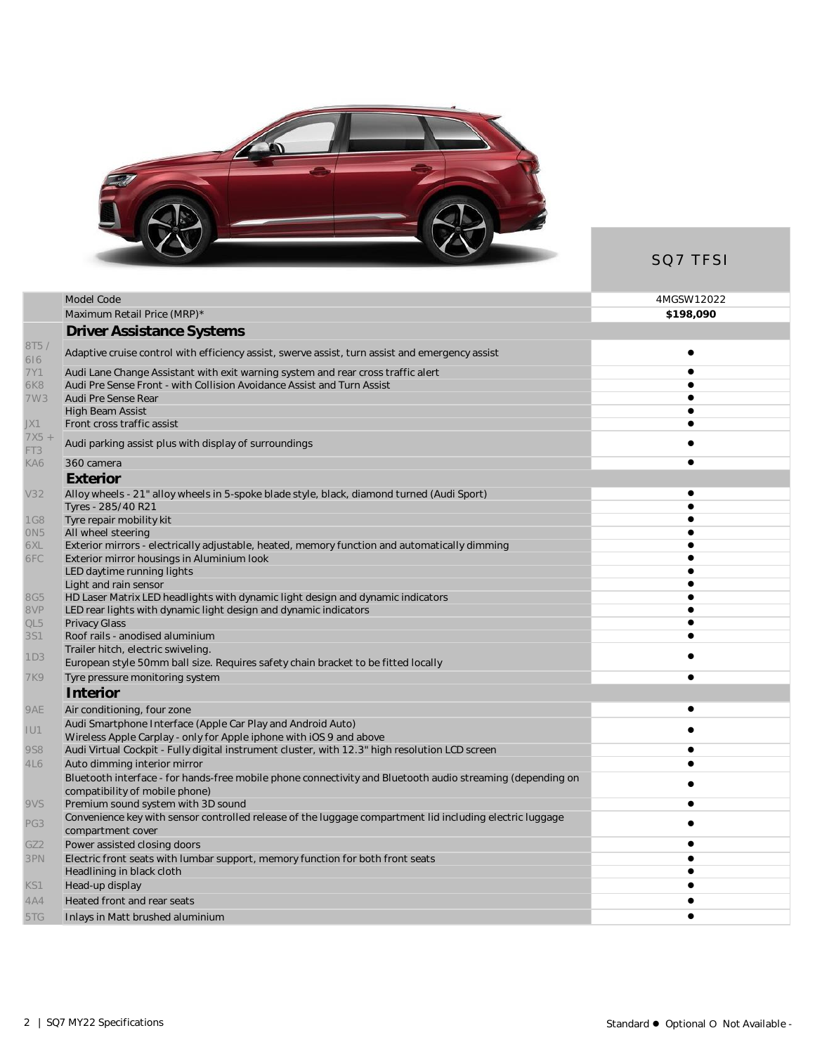| | | SQ7 TFSI |
|---|---|---|
| | Model Code | 4MGSW12022 |
| | Maximum Retail Price (MRP)* | **$198,090** |
| | **Driver Assistance Systems** | |
| 8T5 / 6I6 | Adaptive cruise control with efficiency assist, swerve assist, turn assist and emergency assist | ● |
| 7Y1 | Audi Lane Change Assistant with exit warning system and rear cross traffic alert | ● |
| 6K8 | Audi Pre Sense Front - with Collision Avoidance Assist and Turn Assist | ● |
| 7W3 | Audi Pre Sense Rear | ● |
| | High Beam Assist | ● |
| JX1 | Front cross traffic assist | ● |
| 7X5 + FT3 | Audi parking assist plus with display of surroundings | ● |
| KA6 | 360 camera | ● |
| | **Exterior** | |
| V32 | Alloy wheels - 21" alloy wheels in 5-spoke blade style, black, diamond turned (Audi Sport) | ● |
| | Tyres - 285/40 R21 | ● |
| 1G8 | Tyre repair mobility kit | ● |
| 0N5 | All wheel steering | ● |
| 6XL | Exterior mirrors - electrically adjustable, heated, memory function and automatically dimming | ● |
| 6FC | Exterior mirror housings in Aluminium look | ● |
| | LED daytime running lights | ● |
| | Light and rain sensor | ● |
| 8G5 | HD Laser Matrix LED headlights with dynamic light design and dynamic indicators | ● |
| 8VP | LED rear lights with dynamic light design and dynamic indicators | ● |
| QL5 | Privacy Glass | ● |
| 3S1 | Roof rails - anodised aluminium | ● |
| 1D3 | Trailer hitch, electric swiveling. European style 50mm ball size. Requires safety chain bracket to be fitted locally | ● |
| 7K9 | Tyre pressure monitoring system | ● |
| | **Interior** | |
| 9AE | Air conditioning, four zone | ● |
| IU1 | Audi Smartphone Interface (Apple Car Play and Android Auto) Wireless Apple Carplay - only for Apple iphone with iOS 9 and above | ● |
| 9S8 | Audi Virtual Cockpit - Fully digital instrument cluster, with 12.3" high resolution LCD screen | ● |
| 4L6 | Auto dimming interior mirror | ● |
| | Bluetooth interface - for hands-free mobile phone connectivity and Bluetooth audio streaming (depending on compatibility of mobile phone) | ● |
| 9VS | Premium sound system with 3D sound | ● |
| PG3 | Convenience key with sensor controlled release of the luggage compartment lid including electric luggage compartment cover | ● |
| GZ2 | Power assisted closing doors | ● |
| 3PN | Electric front seats with lumbar support, memory function for both front seats | ● |
| | Headlining in black cloth | ● |
| KS1 | Head-up display | ● |
| 4A4 | Heated front and rear seats | ● |
| 5TG | Inlays in Matt brushed aluminium | ● |

Standard ● Optional O Not Available -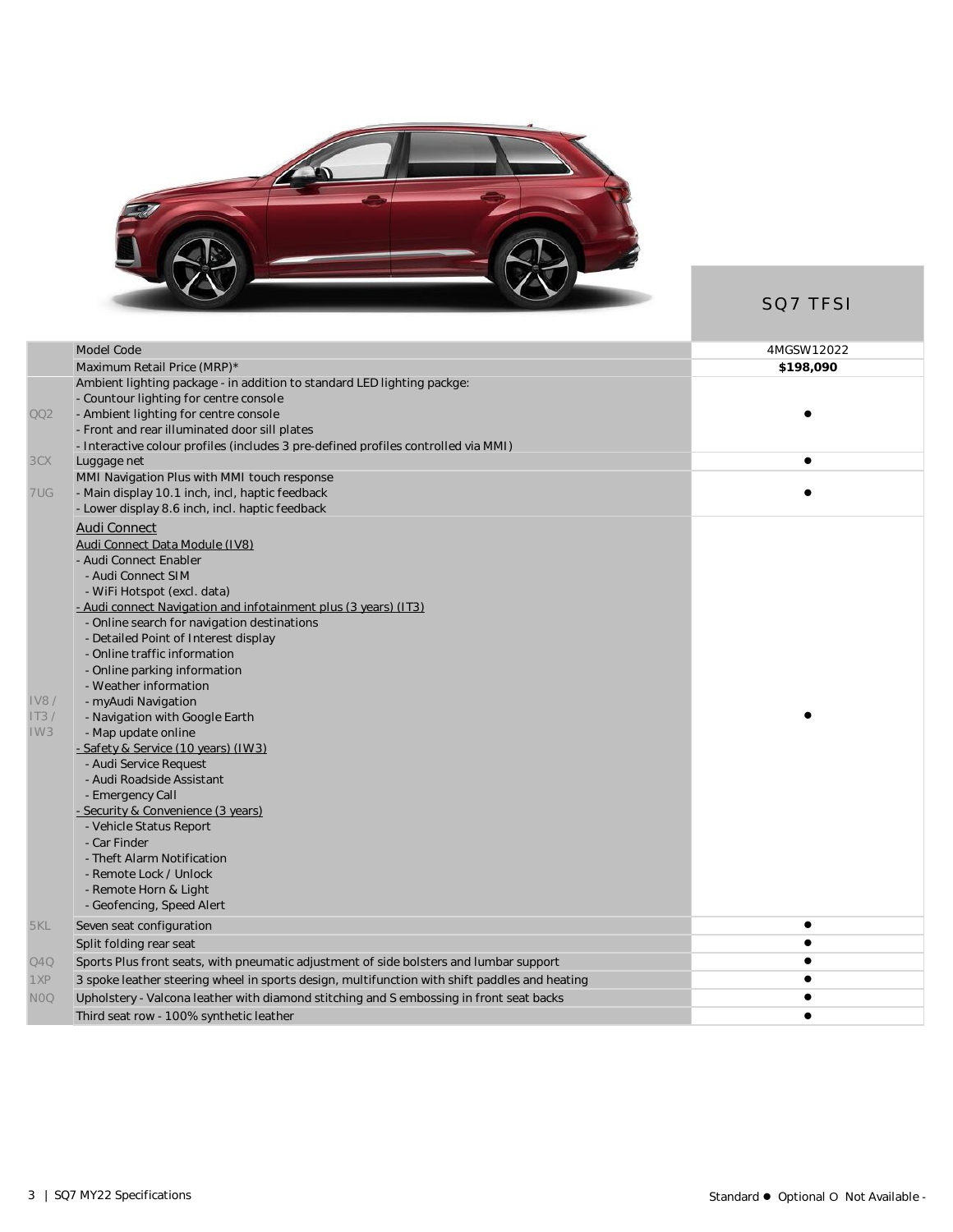| | | SQ7 TFSI |
|---|---|---|
| | Model Code | 4MGSW12022 |
| | Maximum Retail Price (MRP)* | **$198,090** |
| QQ2 | Ambient lighting package - in addition to standard LED lighting packge:<br>- Countour lighting for centre console<br>- Ambient lighting for centre console<br>- Front and rear illuminated door sill plates<br>- Interactive colour profiles (includes 3 pre-defined profiles controlled via MMI) | ● |
| 3CX | Luggage net | ● |
| 7UG | MMI Navigation Plus with MMI touch response<br>- Main display 10.1 inch, incl, haptic feedback<br>- Lower display 8.6 inch, incl. haptic feedback | ● |
| IV8 / IT3 / IW3 | Audi Connect<br>Audi Connect Data Module (IV8)<br>- Audi Connect Enabler<br>- Audi Connect SIM<br>- WiFi Hotspot (excl. data)<br>- Audi connect Navigation and infotainment plus (3 years) (IT3)<br>- Online search for navigation destinations<br>- Detailed Point of Interest display<br>- Online traffic information<br>- Online parking information<br>- Weather information<br>- myAudi Navigation<br>- Navigation with Google Earth<br>- Map update online<br>- Safety & Service (10 years) (IW3)<br>- Audi Service Request<br>- Audi Roadside Assistant<br>- Emergency Call<br>- Security & Convenience (3 years)<br>- Vehicle Status Report<br>- Car Finder<br>- Theft Alarm Notification<br>- Remote Lock / Unlock<br>- Remote Horn & Light<br>- Geofencing, Speed Alert | ● |
| 5KL | Seven seat configuration | ● |
| | Split folding rear seat | ● |
| Q4Q | Sports Plus front seats, with pneumatic adjustment of side bolsters and lumbar support | ● |
| 1XP | 3 spoke leather steering wheel in sports design, multifunction with shift paddles and heating | ● |
| N0Q | Upholstery - Valcona leather with diamond stitching and S embossing in front seat backs | ● |
| | Third seat row - 100% synthetic leather | ● |

Standard ● Optional O Not Available -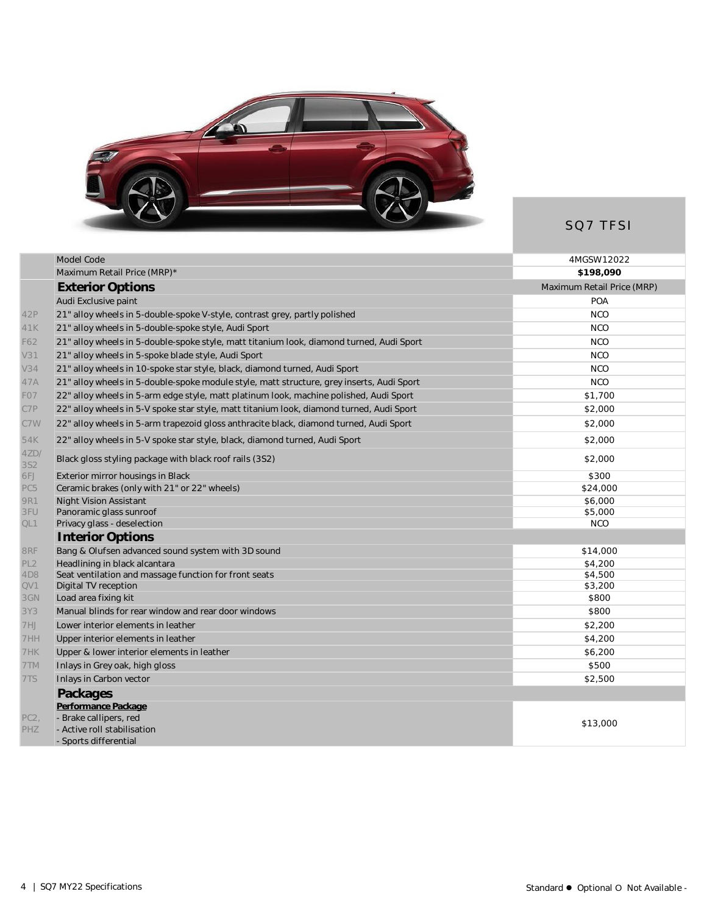| | | SQ7 TFSI |
|---|---|---|
| | Model Code | 4MGSW12022 |
| | Maximum Retail Price (MRP)* | **$198,090** |
| | **Exterior Options** | Maximum Retail Price (MRP) |
| | Audi Exclusive paint | POA |
| 42P | 21" alloy wheels in 5-double-spoke V-style, contrast grey, partly polished | NCO |
| 41K | 21" alloy wheels in 5-double-spoke style, Audi Sport | NCO |
| F62 | 21" alloy wheels in 5-double-spoke style, matt titanium look, diamond turned, Audi Sport | NCO |
| V31 | 21" alloy wheels in 5-spoke blade style, Audi Sport | NCO |
| V34 | 21" alloy wheels in 10-spoke star style, black, diamond turned, Audi Sport | NCO |
| 47A | 21" alloy wheels in 5-double-spoke module style, matt structure, grey inserts, Audi Sport | NCO |
| F07 | 22" alloy wheels in 5-arm edge style, matt platinum look, machine polished, Audi Sport | $1,700 |
| C7P | 22" alloy wheels in 5-V spoke star style, matt titanium look, diamond turned, Audi Sport | $2,000 |
| C7W | 22" alloy wheels in 5-arm trapezoid gloss anthracite black, diamond turned, Audi Sport | $2,000 |
| 54K | 22" alloy wheels in 5-V spoke star style, black, diamond turned, Audi Sport | $2,000 |
| 4ZD/ 3S2 | Black gloss styling package with black roof rails (3S2) | $2,000 |
| 6FJ | Exterior mirror housings in Black | $300 |
| PC5 | Ceramic brakes (only with 21" or 22" wheels) | $24,000 |
| 9R1 | Night Vision Assistant | $6,000 |
| 3FU | Panoramic glass sunroof | $5,000 |
| QL1 | Privacy glass - deselection | NCO |
| | **Interior Options** | |
| 8RF | Bang & Olufsen advanced sound system with 3D sound | $14,000 |
| PL2 | Headlining in black alcantara | $4,200 |
| 4D8 | Seat ventilation and massage function for front seats | $4,500 |
| QV1 | Digital TV reception | $3,200 |
| 3GN | Load area fixing kit | $800 |
| 3Y3 | Manual blinds for rear window and rear door windows | $800 |
| 7HJ | Lower interior elements in leather | $2,200 |
| 7HH | Upper interior elements in leather | $4,200 |
| 7HK | Upper & lower interior elements in leather | $6,200 |
| 7TM | Inlays in Grey oak, high gloss | $500 |
| 7TS | Inlays in Carbon vector | $2,500 |
| | **Packages** | |
| PC2, PHZ | **Performance Package**<br>- Brake callipers, red<br>- Active roll stabilisation<br>- Sports differential | $13,000 |

Standard ● Optional O Not Available -